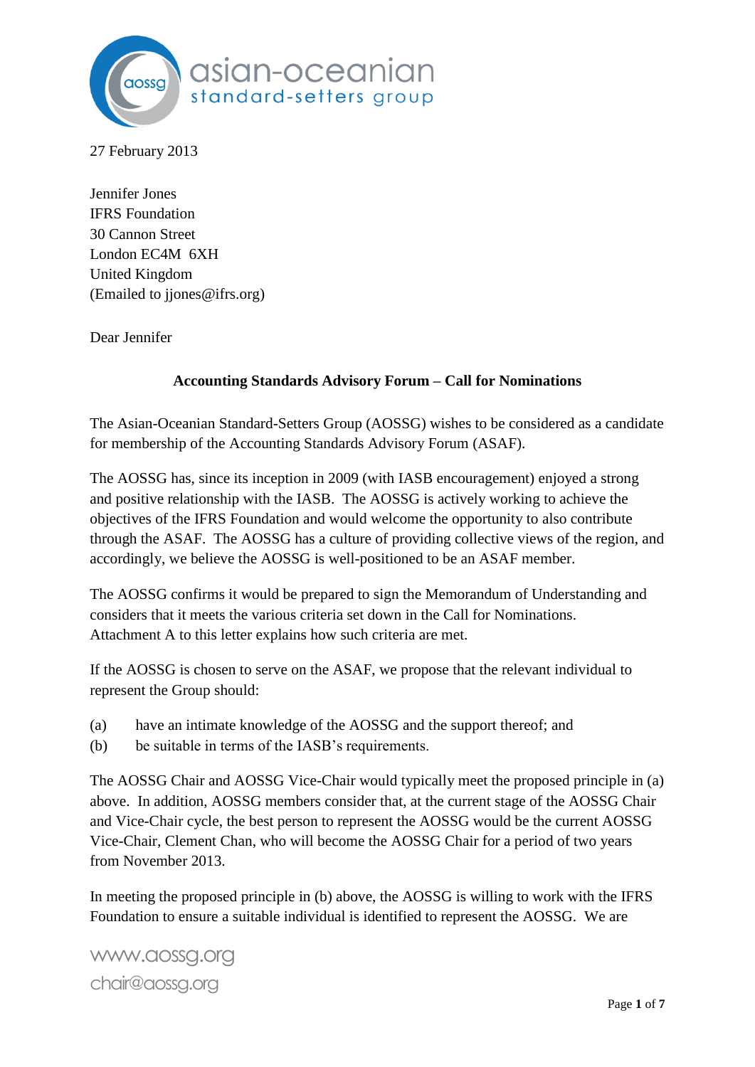asian-oceanian standard-setters group

27 February 2013

Jennifer Jones
IFRS Foundation
30 Cannon Street
London EC4M 6XH
United Kingdom
(Emailed to jjones@ifrs.org)

Dear Jennifer

**Accounting Standards Advisory Forum – Call for Nominations**

The Asian-Oceanian Standard-Setters Group (AOSSG) wishes to be considered as a candidate for membership of the Accounting Standards Advisory Forum (ASAF).

The AOSSG has, since its inception in 2009 (with IASB encouragement) enjoyed a strong and positive relationship with the IASB. The AOSSG is actively working to achieve the objectives of the IFRS Foundation and would welcome the opportunity to also contribute through the ASAF. The AOSSG has a culture of providing collective views of the region, and accordingly, we believe the AOSSG is well-positioned to be an ASAF member.

The AOSSG confirms it would be prepared to sign the Memorandum of Understanding and considers that it meets the various criteria set down in the Call for Nominations. Attachment A to this letter explains how such criteria are met.

If the AOSSG is chosen to serve on the ASAF, we propose that the relevant individual to represent the Group should:

(a) have an intimate knowledge of the AOSSG and the support thereof; and
(b) be suitable in terms of the IASB's requirements.

The AOSSG Chair and AOSSG Vice-Chair would typically meet the proposed principle in (a) above. In addition, AOSSG members consider that, at the current stage of the AOSSG Chair and Vice-Chair cycle, the best person to represent the AOSSG would be the current AOSSG Vice-Chair, Clement Chan, who will become the AOSSG Chair for a period of two years from November 2013.

In meeting the proposed principle in (b) above, the AOSSG is willing to work with the IFRS Foundation to ensure a suitable individual is identified to represent the AOSSG. We are

www.aossg.org
chair@aossg.org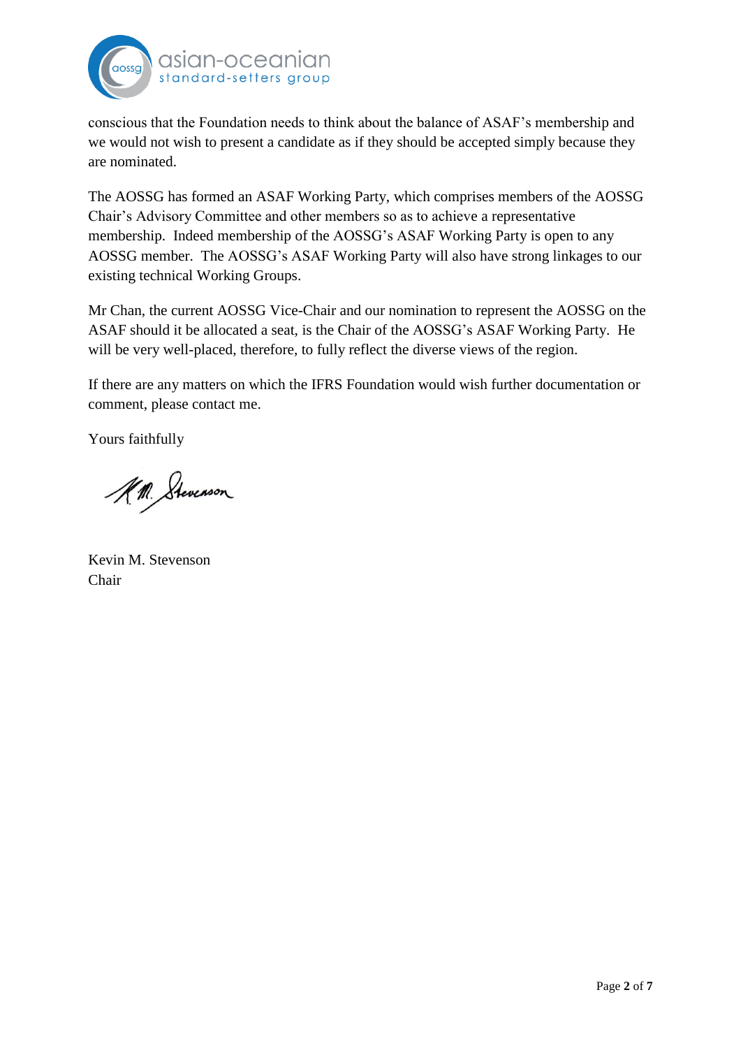conscious that the Foundation needs to think about the balance of ASAF's membership and we would not wish to present a candidate as if they should be accepted simply because they are nominated.

The AOSSG has formed an ASAF Working Party, which comprises members of the AOSSG Chair's Advisory Committee and other members so as to achieve a representative membership. Indeed membership of the AOSSG's ASAF Working Party is open to any AOSSG member. The AOSSG's ASAF Working Party will also have strong linkages to our existing technical Working Groups.

Mr Chan, the current AOSSG Vice-Chair and our nomination to represent the AOSSG on the ASAF should it be allocated a seat, is the Chair of the AOSSG's ASAF Working Party. He will be very well-placed, therefore, to fully reflect the diverse views of the region.

If there are any matters on which the IFRS Foundation would wish further documentation or comment, please contact me.

Yours faithfully

Kevin M. Stevenson
Chair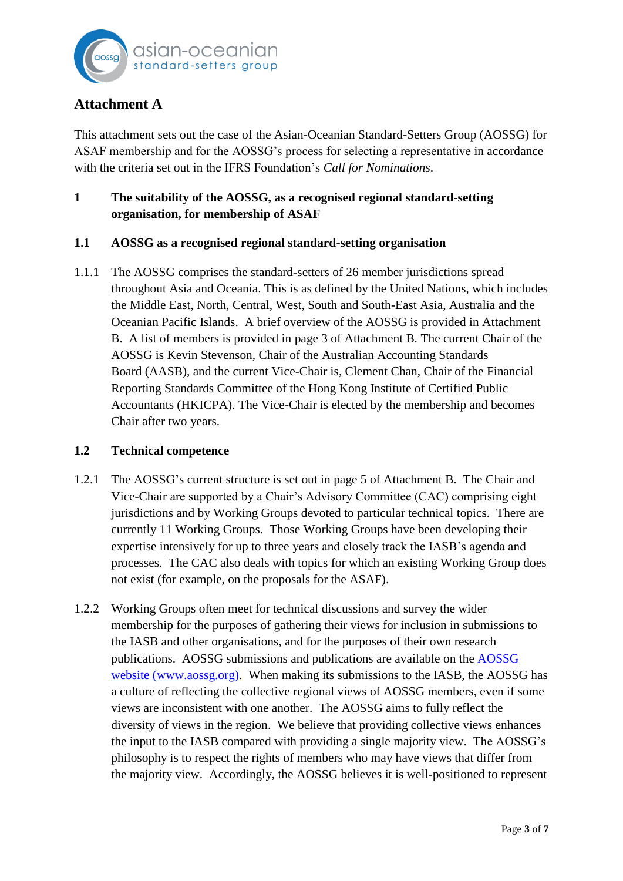## Attachment A

This attachment sets out the case of the Asian-Oceanian Standard-Setters Group (AOSSG) for ASAF membership and for the AOSSG's process for selecting a representative in accordance with the criteria set out in the IFRS Foundation's *Call for Nominations*.

### 1 The suitability of the AOSSG, as a recognised regional standard-setting organisation, for membership of ASAF

### 1.1 AOSSG as a recognised regional standard-setting organisation

1.1.1 The AOSSG comprises the standard-setters of 26 member jurisdictions spread throughout Asia and Oceania. This is as defined by the United Nations, which includes the Middle East, North, Central, West, South and South-East Asia, Australia and the Oceanian Pacific Islands. A brief overview of the AOSSG is provided in Attachment B. A list of members is provided in page 3 of Attachment B. The current Chair of the AOSSG is Kevin Stevenson, Chair of the Australian Accounting Standards Board (AASB), and the current Vice-Chair is, Clement Chan, Chair of the Financial Reporting Standards Committee of the Hong Kong Institute of Certified Public Accountants (HKICPA). The Vice-Chair is elected by the membership and becomes Chair after two years.

### 1.2 Technical competence

1.2.1 The AOSSG's current structure is set out in page 5 of Attachment B. The Chair and Vice-Chair are supported by a Chair's Advisory Committee (CAC) comprising eight jurisdictions and by Working Groups devoted to particular technical topics. There are currently 11 Working Groups. Those Working Groups have been developing their expertise intensively for up to three years and closely track the IASB's agenda and processes. The CAC also deals with topics for which an existing Working Group does not exist (for example, on the proposals for the ASAF).

1.2.2 Working Groups often meet for technical discussions and survey the wider membership for the purposes of gathering their views for inclusion in submissions to the IASB and other organisations, and for the purposes of their own research publications. AOSSG submissions and publications are available on the [AOSSG website (www.aossg.org)](http://www.aossg.org). When making its submissions to the IASB, the AOSSG has a culture of reflecting the collective regional views of AOSSG members, even if some views are inconsistent with one another. The AOSSG aims to fully reflect the diversity of views in the region. We believe that providing collective views enhances the input to the IASB compared with providing a single majority view. The AOSSG's philosophy is to respect the rights of members who may have views that differ from the majority view. Accordingly, the AOSSG believes it is well-positioned to represent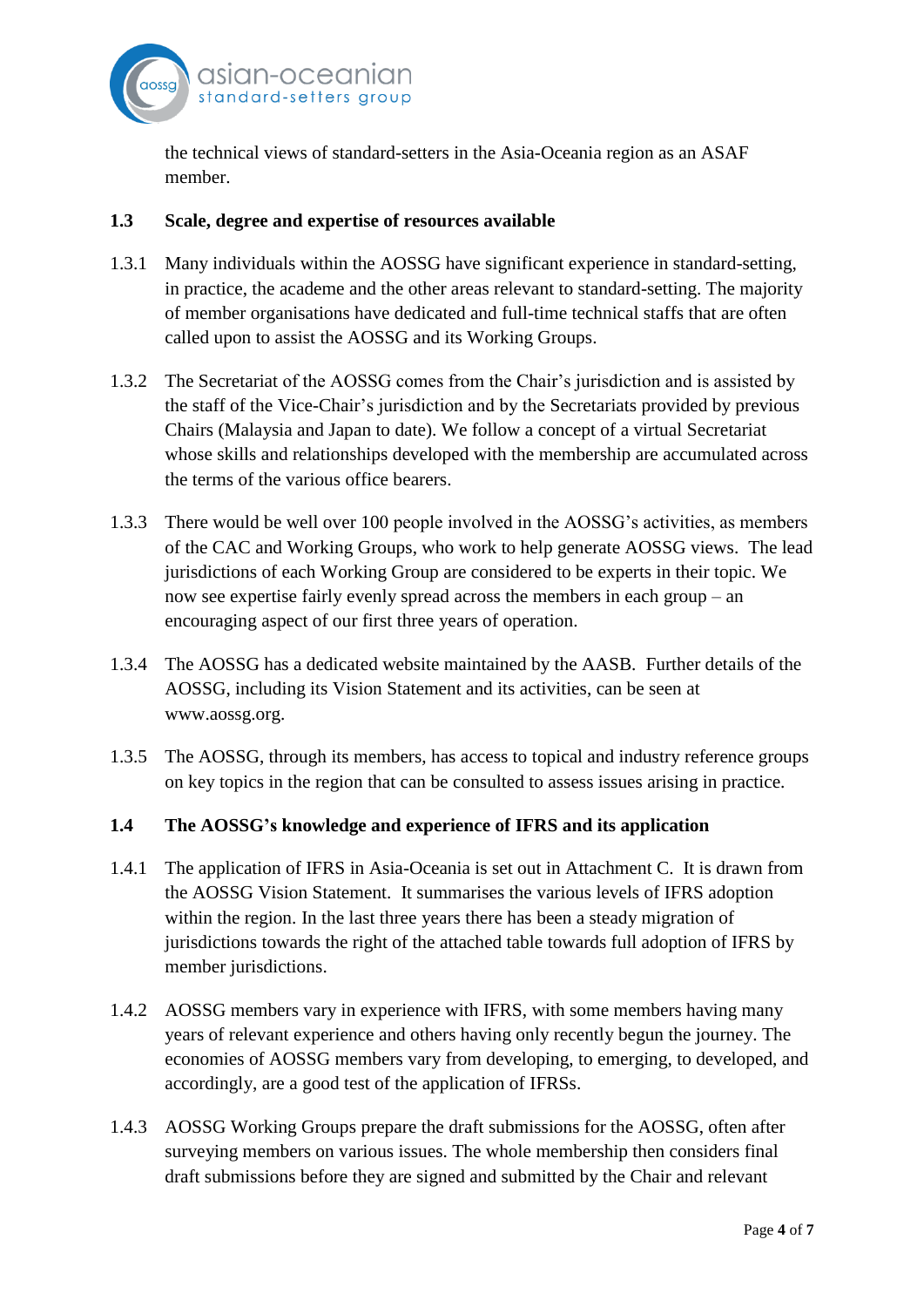the technical views of standard-setters in the Asia-Oceania region as an ASAF member.

**1.3 Scale, degree and expertise of resources available**

1.3.1 Many individuals within the AOSSG have significant experience in standard-setting, in practice, the academe and the other areas relevant to standard-setting. The majority of member organisations have dedicated and full-time technical staffs that are often called upon to assist the AOSSG and its Working Groups.

1.3.2 The Secretariat of the AOSSG comes from the Chair's jurisdiction and is assisted by the staff of the Vice-Chair's jurisdiction and by the Secretariats provided by previous Chairs (Malaysia and Japan to date). We follow a concept of a virtual Secretariat whose skills and relationships developed with the membership are accumulated across the terms of the various office bearers.

1.3.3 There would be well over 100 people involved in the AOSSG's activities, as members of the CAC and Working Groups, who work to help generate AOSSG views. The lead jurisdictions of each Working Group are considered to be experts in their topic. We now see expertise fairly evenly spread across the members in each group – an encouraging aspect of our first three years of operation.

1.3.4 The AOSSG has a dedicated website maintained by the AASB. Further details of the AOSSG, including its Vision Statement and its activities, can be seen at www.aossg.org.

1.3.5 The AOSSG, through its members, has access to topical and industry reference groups on key topics in the region that can be consulted to assess issues arising in practice.

**1.4 The AOSSG's knowledge and experience of IFRS and its application**

1.4.1 The application of IFRS in Asia-Oceania is set out in Attachment C. It is drawn from the AOSSG Vision Statement. It summarises the various levels of IFRS adoption within the region. In the last three years there has been a steady migration of jurisdictions towards the right of the attached table towards full adoption of IFRS by member jurisdictions.

1.4.2 AOSSG members vary in experience with IFRS, with some members having many years of relevant experience and others having only recently begun the journey. The economies of AOSSG members vary from developing, to emerging, to developed, and accordingly, are a good test of the application of IFRSs.

1.4.3 AOSSG Working Groups prepare the draft submissions for the AOSSG, often after surveying members on various issues. The whole membership then considers final draft submissions before they are signed and submitted by the Chair and relevant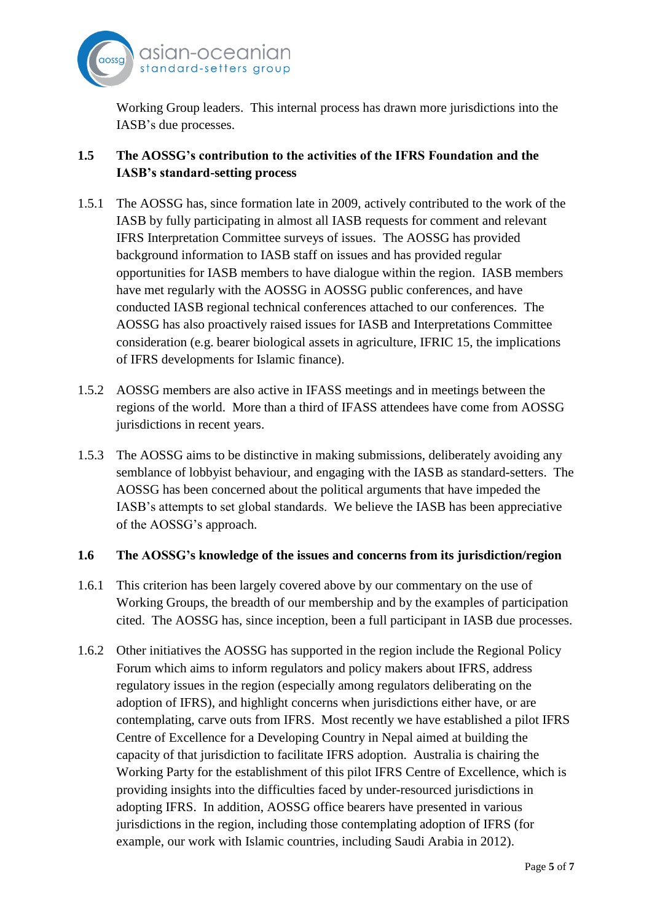Working Group leaders. This internal process has drawn more jurisdictions into the IASB's due processes.

### 1.5 The AOSSG's contribution to the activities of the IFRS Foundation and the IASB's standard-setting process

1.5.1 The AOSSG has, since formation late in 2009, actively contributed to the work of the IASB by fully participating in almost all IASB requests for comment and relevant IFRS Interpretation Committee surveys of issues. The AOSSG has provided background information to IASB staff on issues and has provided regular opportunities for IASB members to have dialogue within the region. IASB members have met regularly with the AOSSG in AOSSG public conferences, and have conducted IASB regional technical conferences attached to our conferences. The AOSSG has also proactively raised issues for IASB and Interpretations Committee consideration (e.g. bearer biological assets in agriculture, IFRIC 15, the implications of IFRS developments for Islamic finance).

1.5.2 AOSSG members are also active in IFASS meetings and in meetings between the regions of the world. More than a third of IFASS attendees have come from AOSSG jurisdictions in recent years.

1.5.3 The AOSSG aims to be distinctive in making submissions, deliberately avoiding any semblance of lobbyist behaviour, and engaging with the IASB as standard-setters. The AOSSG has been concerned about the political arguments that have impeded the IASB's attempts to set global standards. We believe the IASB has been appreciative of the AOSSG's approach.

### 1.6 The AOSSG's knowledge of the issues and concerns from its jurisdiction/region

1.6.1 This criterion has been largely covered above by our commentary on the use of Working Groups, the breadth of our membership and by the examples of participation cited. The AOSSG has, since inception, been a full participant in IASB due processes.

1.6.2 Other initiatives the AOSSG has supported in the region include the Regional Policy Forum which aims to inform regulators and policy makers about IFRS, address regulatory issues in the region (especially among regulators deliberating on the adoption of IFRS), and highlight concerns when jurisdictions either have, or are contemplating, carve outs from IFRS. Most recently we have established a pilot IFRS Centre of Excellence for a Developing Country in Nepal aimed at building the capacity of that jurisdiction to facilitate IFRS adoption. Australia is chairing the Working Party for the establishment of this pilot IFRS Centre of Excellence, which is providing insights into the difficulties faced by under-resourced jurisdictions in adopting IFRS. In addition, AOSSG office bearers have presented in various jurisdictions in the region, including those contemplating adoption of IFRS (for example, our work with Islamic countries, including Saudi Arabia in 2012).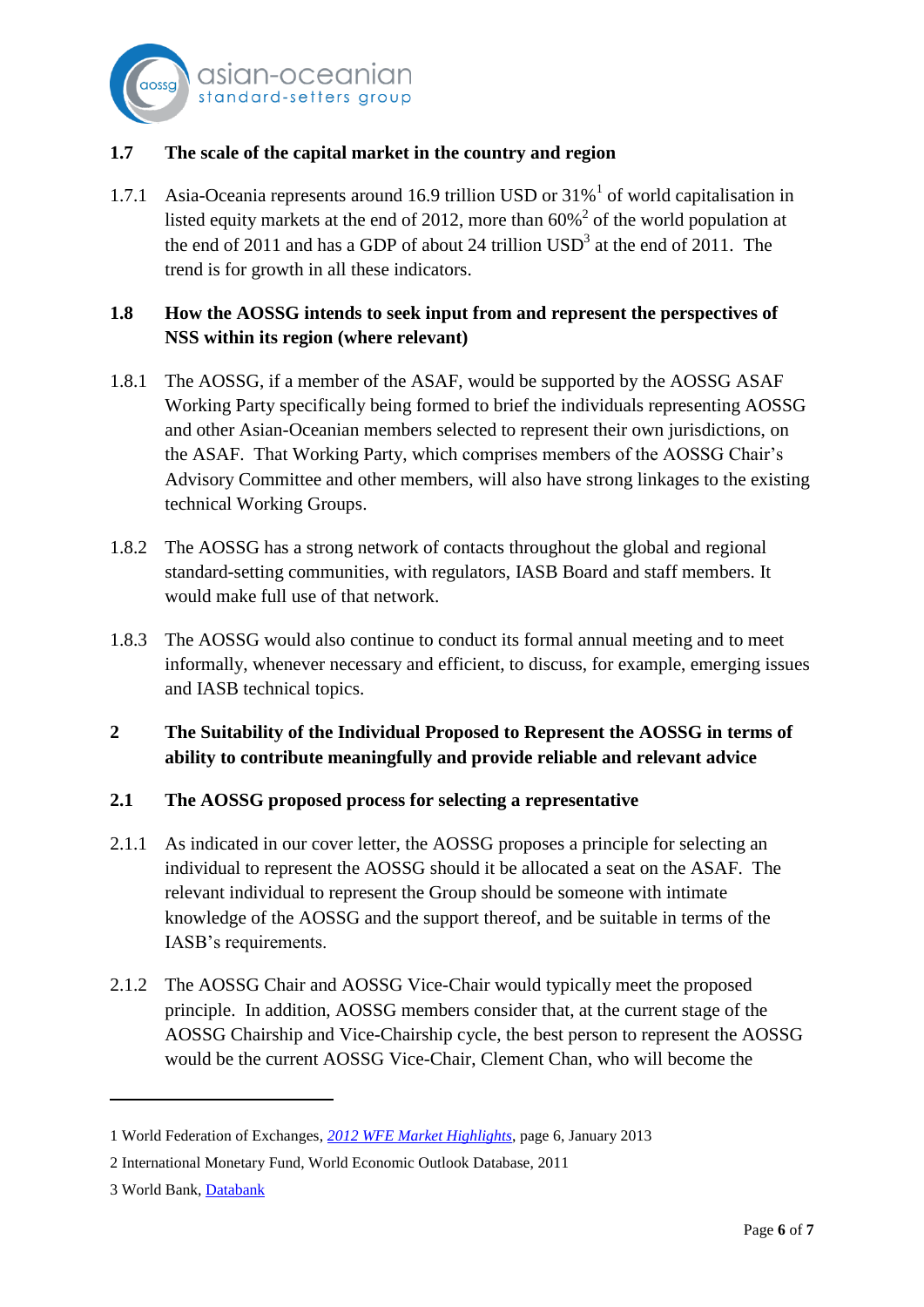### 1.7 The scale of the capital market in the country and region

1.7.1 Asia-Oceania represents around 16.9 trillion USD or 31%[1] of world capitalisation in listed equity markets at the end of 2012, more than 60%[2] of the world population at the end of 2011 and has a GDP of about 24 trillion USD[3] at the end of 2011. The trend is for growth in all these indicators.

### 1.8 How the AOSSG intends to seek input from and represent the perspectives of NSS within its region (where relevant)

1.8.1 The AOSSG, if a member of the ASAF, would be supported by the AOSSG ASAF Working Party specifically being formed to brief the individuals representing AOSSG and other Asian-Oceanian members selected to represent their own jurisdictions, on the ASAF. That Working Party, which comprises members of the AOSSG Chair's Advisory Committee and other members, will also have strong linkages to the existing technical Working Groups.

1.8.2 The AOSSG has a strong network of contacts throughout the global and regional standard-setting communities, with regulators, IASB Board and staff members. It would make full use of that network.

1.8.3 The AOSSG would also continue to conduct its formal annual meeting and to meet informally, whenever necessary and efficient, to discuss, for example, emerging issues and IASB technical topics.

## 2 The Suitability of the Individual Proposed to Represent the AOSSG in terms of ability to contribute meaningfully and provide reliable and relevant advice

### 2.1 The AOSSG proposed process for selecting a representative

2.1.1 As indicated in our cover letter, the AOSSG proposes a principle for selecting an individual to represent the AOSSG should it be allocated a seat on the ASAF. The relevant individual to represent the Group should be someone with intimate knowledge of the AOSSG and the support thereof, and be suitable in terms of the IASB's requirements.

2.1.2 The AOSSG Chair and AOSSG Vice-Chair would typically meet the proposed principle. In addition, AOSSG members consider that, at the current stage of the AOSSG Chairship and Vice-Chairship cycle, the best person to represent the AOSSG would be the current AOSSG Vice-Chair, Clement Chan, who will become the

---

1 World Federation of Exchanges, *2012 WFE Market Highlights*, page 6, January 2013

2 International Monetary Fund, World Economic Outlook Database, 2011

3 World Bank, Databank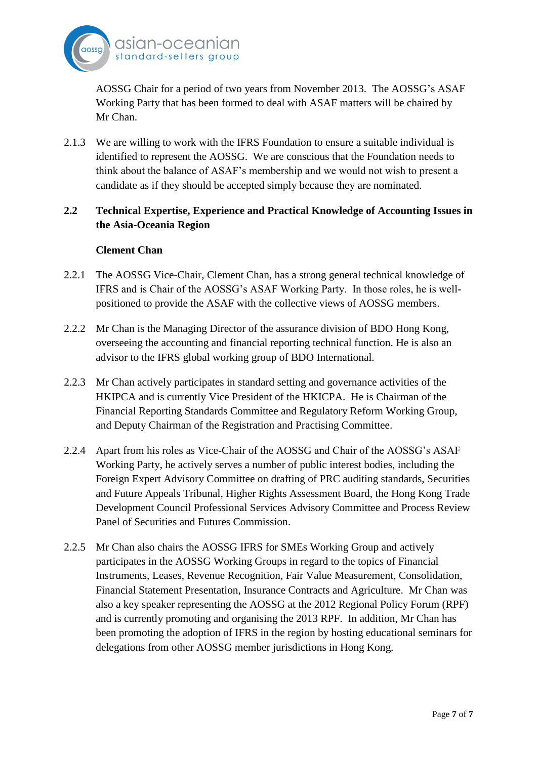AOSSG Chair for a period of two years from November 2013. The AOSSG's ASAF Working Party that has been formed to deal with ASAF matters will be chaired by Mr Chan.

2.1.3 We are willing to work with the IFRS Foundation to ensure a suitable individual is identified to represent the AOSSG. We are conscious that the Foundation needs to think about the balance of ASAF's membership and we would not wish to present a candidate as if they should be accepted simply because they are nominated.

## 2.2 Technical Expertise, Experience and Practical Knowledge of Accounting Issues in the Asia-Oceania Region

### Clement Chan

2.2.1 The AOSSG Vice-Chair, Clement Chan, has a strong general technical knowledge of IFRS and is Chair of the AOSSG's ASAF Working Party. In those roles, he is well-positioned to provide the ASAF with the collective views of AOSSG members.

2.2.2 Mr Chan is the Managing Director of the assurance division of BDO Hong Kong, overseeing the accounting and financial reporting technical function. He is also an advisor to the IFRS global working group of BDO International.

2.2.3 Mr Chan actively participates in standard setting and governance activities of the HKIPCA and is currently Vice President of the HKICPA. He is Chairman of the Financial Reporting Standards Committee and Regulatory Reform Working Group, and Deputy Chairman of the Registration and Practising Committee.

2.2.4 Apart from his roles as Vice-Chair of the AOSSG and Chair of the AOSSG's ASAF Working Party, he actively serves a number of public interest bodies, including the Foreign Expert Advisory Committee on drafting of PRC auditing standards, Securities and Future Appeals Tribunal, Higher Rights Assessment Board, the Hong Kong Trade Development Council Professional Services Advisory Committee and Process Review Panel of Securities and Futures Commission.

2.2.5 Mr Chan also chairs the AOSSG IFRS for SMEs Working Group and actively participates in the AOSSG Working Groups in regard to the topics of Financial Instruments, Leases, Revenue Recognition, Fair Value Measurement, Consolidation, Financial Statement Presentation, Insurance Contracts and Agriculture. Mr Chan was also a key speaker representing the AOSSG at the 2012 Regional Policy Forum (RPF) and is currently promoting and organising the 2013 RPF. In addition, Mr Chan has been promoting the adoption of IFRS in the region by hosting educational seminars for delegations from other AOSSG member jurisdictions in Hong Kong.